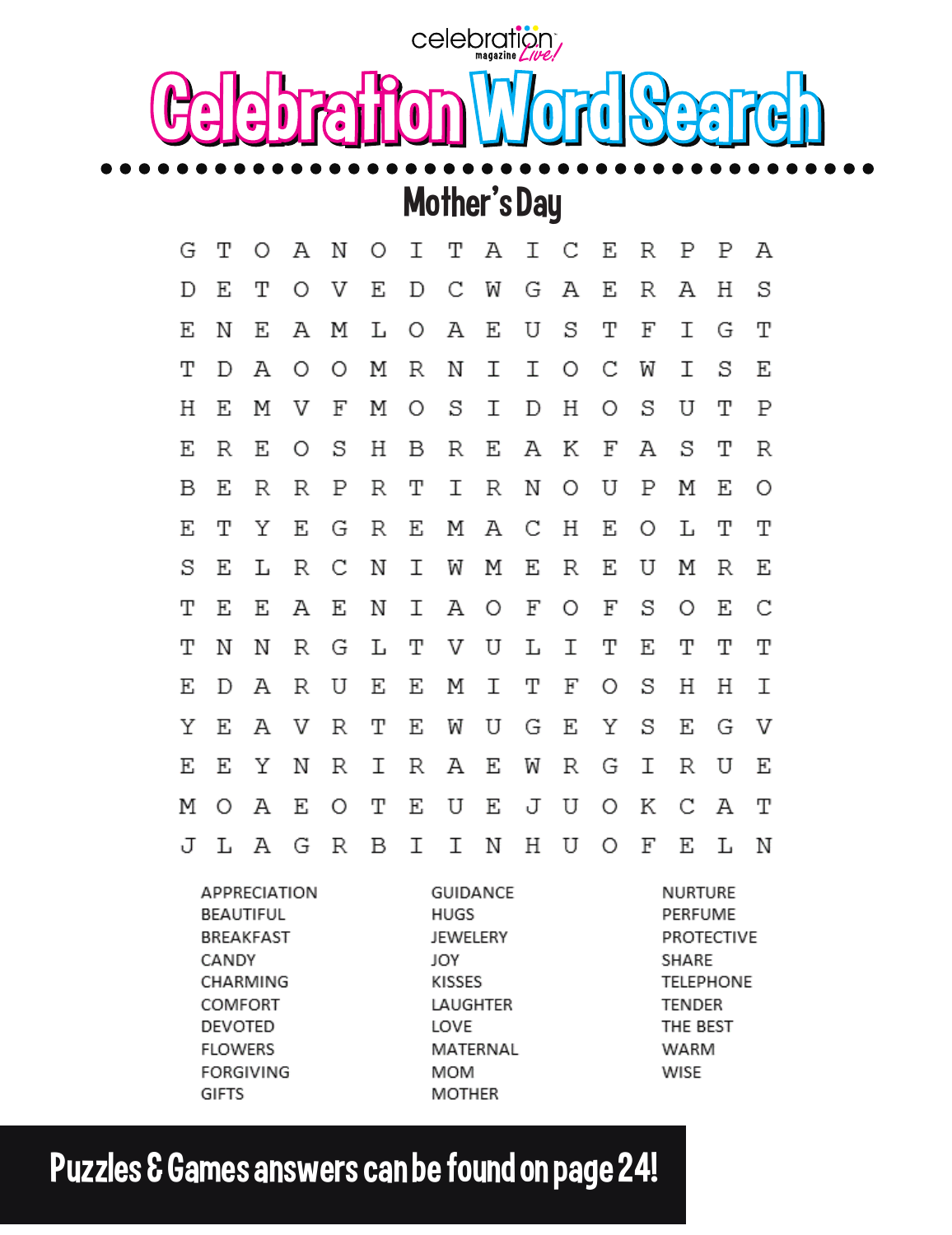celebration magazine Live!

# Celebration Word Search

## Mother's Day

```
G T O A N O I T A I C E R P P A
D E T O V E D C W G A E R A H S
E N E A M L O A E U S T F I G T
T D A O O M R N I I O C W I S E
H E M V F M O S I D H O S U T P
E R E O S H B R E A K F A S T R
B E R R P R T I R N O U P M E O
E T Y E G R E M A C H E O L T T
S E L R C N I W M E R E U M R E
T E E A E N I A O F O F S O E C
T N N R G L T V U L I T E T T T
E D A R U E E M I T F O S H H I
Y E A V R T E W U G E Y S E G V
E E Y N R I R A E W R G I R U E
M O A E O T E U E J U O K C A T
J L A G R B I I N H U O F E L N
```

- APPRECIATION
- BEAUTIFUL
- BREAKFAST
- CANDY
- CHARMING
- COMFORT
- DEVOTED
- FLOWERS
- FORGIVING
- GIFTS
- GUIDANCE
- HUGS
- JEWELERY
- JOY
- KISSES
- LAUGHTER
- LOVE
- MATERNAL
- MOM
- MOTHER
- NURTURE
- PERFUME
- PROTECTIVE
- SHARE
- TELEPHONE
- TENDER
- THE BEST
- WARM
- WISE

**Puzzles & Games answers can be found on page 24!**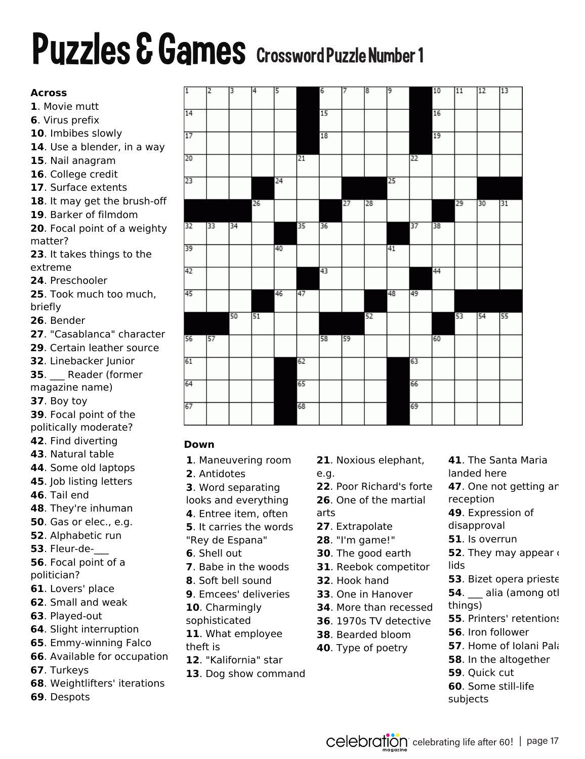# Puzzles & Games

## Crossword Puzzle Number 1

### Across

**1**. Movie mutt
**6**. Virus prefix
**10**. Imbibes slowly
**14**. Use a blender, in a way
**15**. Nail anagram
**16**. College credit
**17**. Surface extents
**18**. It may get the brush-off
**19**. Barker of filmdom
**20**. Focal point of a weighty matter?
**23**. It takes things to the extreme
**24**. Preschooler
**25**. Took much too much, briefly
**26**. Bender
**27**. "Casablanca" character
**29**. Certain leather source
**32**. Linebacker Junior
**35**. ___ Reader (former magazine name)
**37**. Boy toy
**39**. Focal point of the politically moderate?
**42**. Find diverting
**43**. Natural table
**44**. Some old laptops
**45**. Job listing letters
**46**. Tail end
**48**. They're inhuman
**50**. Gas or elec., e.g.
**52**. Alphabetic run
**53**. Fleur-de-___
**56**. Focal point of a politician?
**61**. Lovers' place
**62**. Small and weak
**63**. Played-out
**64**. Slight interruption
**65**. Emmy-winning Falco
**66**. Available for occupation
**67**. Turkeys
**68**. Weightlifters' iterations
**69**. Despots

### Down

**1**. Maneuvering room
**2**. Antidotes
**3**. Word separating looks and everything
**4**. Entree item, often
**5**. It carries the words "Rey de Espana"
**6**. Shell out
**7**. Babe in the woods
**8**. Soft bell sound
**9**. Emcees' deliveries
**10**. Charmingly sophisticated
**11**. What employee theft is
**12**. "Kalifornia" star
**13**. Dog show command
**21**. Noxious elephant, e.g.
**22**. Poor Richard's forte
**26**. One of the martial arts
**27**. Extrapolate
**28**. "I'm game!"
**30**. The good earth
**31**. Reebok competitor
**32**. Hook hand
**33**. One in Hanover
**34**. More than recessed
**36**. 1970s TV detective
**38**. Bearded bloom
**40**. Type of poetry
**41**. The Santa Maria landed here
**47**. One not getting an reception
**49**. Expression of disapproval
**51**. Is overrun
**52**. They may appear o lids
**53**. Bizet opera prieste
**54**. ___ alia (among oth things)
**55**. Printers' retentions
**56**. Iron follower
**57**. Home of Iolani Pala
**58**. In the altogether
**59**. Quick cut
**60**. Some still-life subjects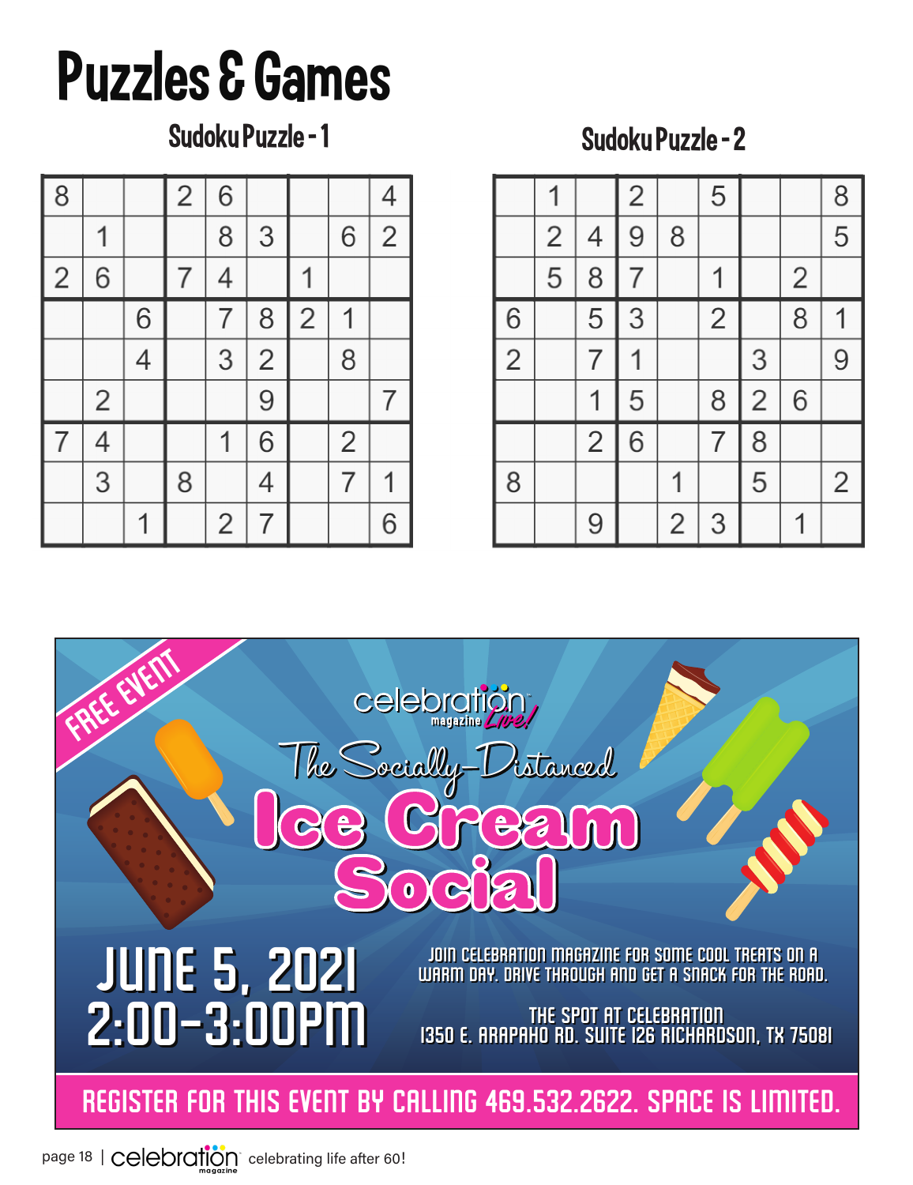# Puzzles & Games

## Sudoku Puzzle - 1

| | | | | | | | | |
|---|---|---|---|---|---|---|---|---|
| 8 | | | 2 | 6 | | | | 4 |
| | 1 | | | 8 | 3 | | 6 | 2 |
| 2 | 6 | | 7 | 4 | | 1 | | |
| | | 6 | | 7 | 8 | 2 | 1 | |
| | | 4 | | 3 | 2 | | 8 | |
| | 2 | | | | 9 | | | 7 |
| 7 | 4 | | | 1 | 6 | | 2 | |
| | 3 | | 8 | | 4 | | 7 | 1 |
| | | 1 | | 2 | 7 | | | 6 |

## Sudoku Puzzle - 2

| | | | | | | | | |
|---|---|---|---|---|---|---|---|---|
| | 1 | | 2 | | 5 | | | 8 |
| | 2 | 4 | 9 | 8 | | | | 5 |
| | 5 | 8 | 7 | | 1 | | 2 | |
| 6 | | 5 | 3 | | 2 | | 8 | 1 |
| 2 | | 7 | 1 | | | 3 | | 9 |
| | | 1 | 5 | | 8 | 2 | 6 | |
| | | 2 | 6 | | 7 | 8 | | |
| 8 | | | | 1 | | 5 | | 2 |
| | | 9 | | 2 | 3 | | 1 | |

FREE EVENT

celebration magazine Live!

The Socially-Distanced

# Ice Cream Social

JUNE 5, 2021
2:00-3:00PM

JOIN CELEBRATION MAGAZINE FOR SOME COOL TREATS ON A WARM DAY. DRIVE THROUGH AND GET A SNACK FOR THE ROAD.

THE SPOT AT CELEBRATION
1350 E. ARAPAHO RD. SUITE 126 RICHARDSON, TX 75081

REGISTER FOR THIS EVENT BY CALLING 469.532.2622. SPACE IS LIMITED.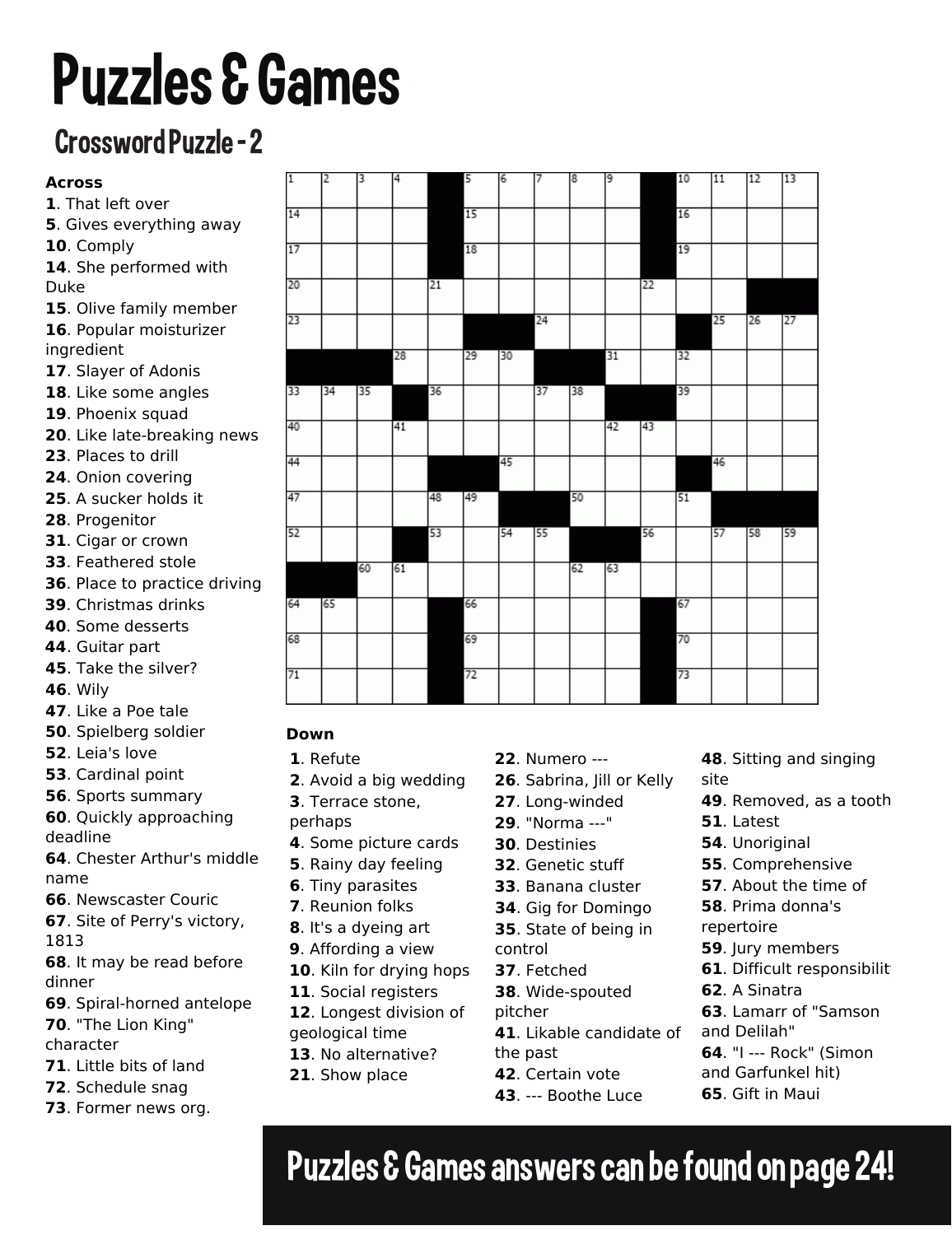# Puzzles & Games

## Crossword Puzzle - 2

**Across**

**1**. That left over
**5**. Gives everything away
**10**. Comply
**14**. She performed with Duke
**15**. Olive family member
**16**. Popular moisturizer ingredient
**17**. Slayer of Adonis
**18**. Like some angles
**19**. Phoenix squad
**20**. Like late-breaking news
**23**. Places to drill
**24**. Onion covering
**25**. A sucker holds it
**28**. Progenitor
**31**. Cigar or crown
**33**. Feathered stole
**36**. Place to practice driving
**39**. Christmas drinks
**40**. Some desserts
**44**. Guitar part
**45**. Take the silver?
**46**. Wily
**47**. Like a Poe tale
**50**. Spielberg soldier
**52**. Leia's love
**53**. Cardinal point
**56**. Sports summary
**60**. Quickly approaching deadline
**64**. Chester Arthur's middle name
**66**. Newscaster Couric
**67**. Site of Perry's victory, 1813
**68**. It may be read before dinner
**69**. Spiral-horned antelope
**70**. "The Lion King" character
**71**. Little bits of land
**72**. Schedule snag
**73**. Former news org.

**Down**

**1**. Refute
**2**. Avoid a big wedding
**3**. Terrace stone, perhaps
**4**. Some picture cards
**5**. Rainy day feeling
**6**. Tiny parasites
**7**. Reunion folks
**8**. It's a dyeing art
**9**. Affording a view
**10**. Kiln for drying hops
**11**. Social registers
**12**. Longest division of geological time
**13**. No alternative?
**21**. Show place
**22**. Numero ---
**26**. Sabrina, Jill or Kelly
**27**. Long-winded
**29**. "Norma ---"
**30**. Destinies
**32**. Genetic stuff
**33**. Banana cluster
**34**. Gig for Domingo
**35**. State of being in control
**37**. Fetched
**38**. Wide-spouted pitcher
**41**. Likable candidate of the past
**42**. Certain vote
**43**. --- Boothe Luce
**48**. Sitting and singing site
**49**. Removed, as a tooth
**51**. Latest
**54**. Unoriginal
**55**. Comprehensive
**57**. About the time of
**58**. Prima donna's repertoire
**59**. Jury members
**61**. Difficult responsibilit
**62**. A Sinatra
**63**. Lamarr of "Samson and Delilah"
**64**. "I --- Rock" (Simon and Garfunkel hit)
**65**. Gift in Maui

**Puzzles & Games answers can be found on page 24!**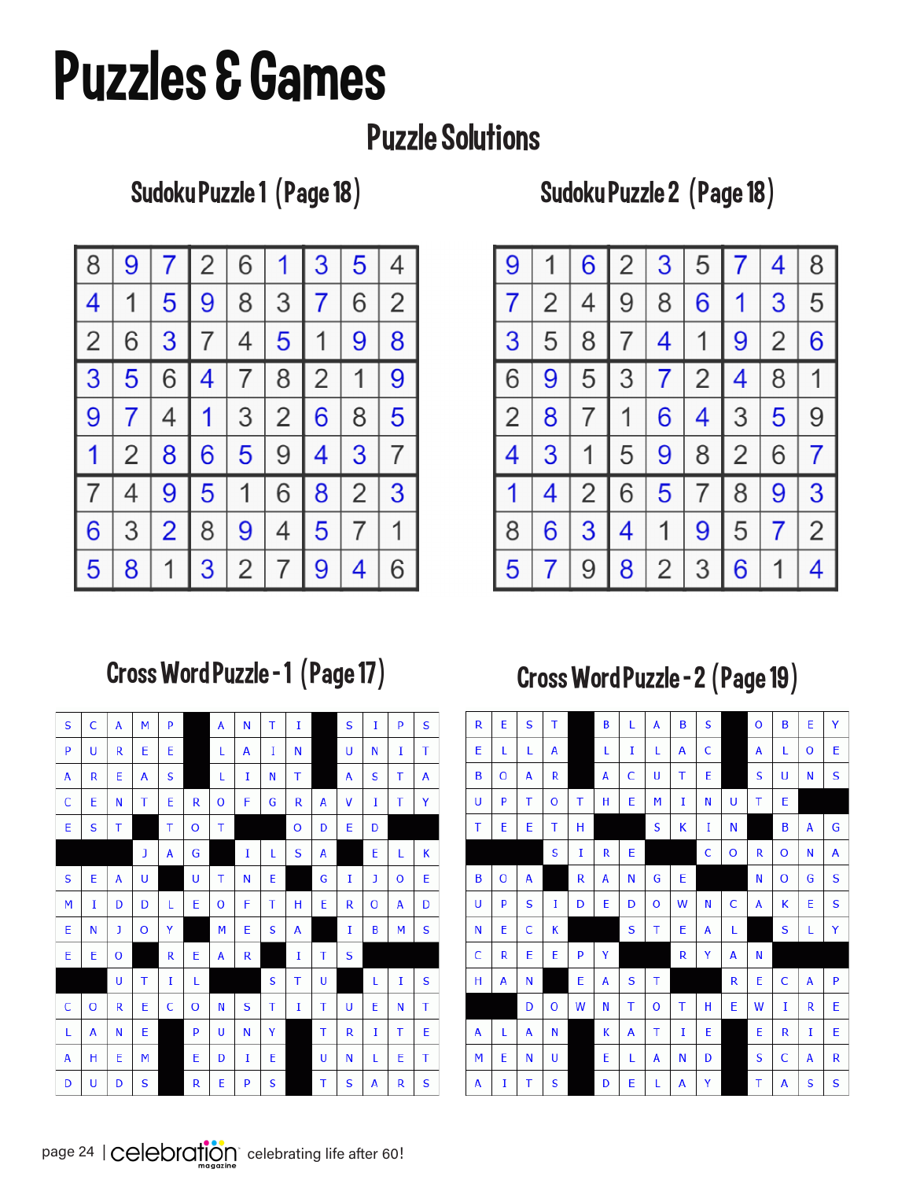# Puzzles & Games

## Puzzle Solutions

### Sudoku Puzzle 1 (Page 18)

| | | | | | | | | |
|---|---|---|---|---|---|---|---|---|
| 8 | 9 | 7 | 2 | 6 | 1 | 3 | 5 | 4 |
| 4 | 1 | 5 | 9 | 8 | 3 | 7 | 6 | 2 |
| 2 | 6 | 3 | 7 | 4 | 5 | 1 | 9 | 8 |
| 3 | 5 | 6 | 4 | 7 | 8 | 2 | 1 | 9 |
| 9 | 7 | 4 | 1 | 3 | 2 | 6 | 8 | 5 |
| 1 | 2 | 8 | 6 | 5 | 9 | 4 | 3 | 7 |
| 7 | 4 | 9 | 5 | 1 | 6 | 8 | 2 | 3 |
| 6 | 3 | 2 | 8 | 9 | 4 | 5 | 7 | 1 |
| 5 | 8 | 1 | 3 | 2 | 7 | 9 | 4 | 6 |

### Sudoku Puzzle 2 (Page 18)

| | | | | | | | | |
|---|---|---|---|---|---|---|---|---|
| 9 | 1 | 6 | 2 | 3 | 5 | 7 | 4 | 8 |
| 7 | 2 | 4 | 9 | 8 | 6 | 1 | 3 | 5 |
| 3 | 5 | 8 | 7 | 4 | 1 | 9 | 2 | 6 |
| 6 | 9 | 5 | 3 | 7 | 2 | 4 | 8 | 1 |
| 2 | 8 | 7 | 1 | 6 | 4 | 3 | 5 | 9 |
| 4 | 3 | 1 | 5 | 9 | 8 | 2 | 6 | 7 |
| 1 | 4 | 2 | 6 | 5 | 7 | 8 | 9 | 3 |
| 8 | 6 | 3 | 4 | 1 | 9 | 5 | 7 | 2 |
| 5 | 7 | 9 | 8 | 2 | 3 | 6 | 1 | 4 |

### Cross Word Puzzle - 1 (Page 17)

| | | | | | | | | | | | | | | |
|---|---|---|---|---|---|---|---|---|---|---|---|---|---|---|
| S | C | A | M | P | | A | N | T | I | | S | I | P | S |
| P | U | R | E | E | | L | A | I | N | | U | N | I | T |
| A | R | E | A | S | | L | I | N | T | | A | S | T | A |
| C | E | N | T | E | R | O | F | G | R | A | V | I | T | Y |
| E | S | T | | T | O | T | | | O | D | E | D | | |
| | | | J | A | G | | I | L | S | A | | E | L | K |
| S | E | A | U | | U | T | N | E | | G | I | J | O | E |
| M | I | D | D | L | E | O | F | T | H | E | R | O | A | D |
| E | N | J | O | Y | | M | E | S | A | | I | B | M | S |
| E | E | O | | R | E | A | R | | I | T | S | | | |
| | | U | T | I | L | | | S | T | U | | L | I | S |
| C | O | R | E | C | O | N | S | T | I | T | U | E | N | T |
| L | A | N | E | | P | U | N | Y | | T | R | I | T | E |
| A | H | E | M | | E | D | I | E | | U | N | L | E | T |
| D | U | D | S | | R | E | P | S | | T | S | A | R | S |

### Cross Word Puzzle - 2 (Page 19)

| | | | | | | | | | | | | | | |
|---|---|---|---|---|---|---|---|---|---|---|---|---|---|---|
| R | E | S | T | | B | L | A | B | S | | O | B | E | Y |
| E | L | L | A | | L | I | L | A | C | | A | L | O | E |
| B | O | A | R | | A | C | U | T | E | | S | U | N | S |
| U | P | T | O | T | H | E | M | I | N | U | T | E | | |
| T | E | E | T | H | | | S | K | I | N | | B | A | G |
| | | | S | I | R | E | | | C | O | R | O | N | A |
| B | O | A | | R | A | N | G | E | | | N | O | G | S |
| U | P | S | I | D | E | D | O | W | N | C | A | K | E | S |
| N | E | C | K | | | S | T | E | A | L | | S | L | Y |
| C | R | E | E | P | Y | | | R | Y | A | N | | | |
| H | A | N | | E | A | S | T | | | R | E | C | A | P |
| | | D | O | W | N | T | O | T | H | E | W | I | R | E |
| A | L | A | N | | K | A | T | I | E | | E | R | I | E |
| M | E | N | U | | E | L | A | N | D | | S | C | A | R |
| A | I | T | S | | D | E | L | A | Y | | T | A | S | S |